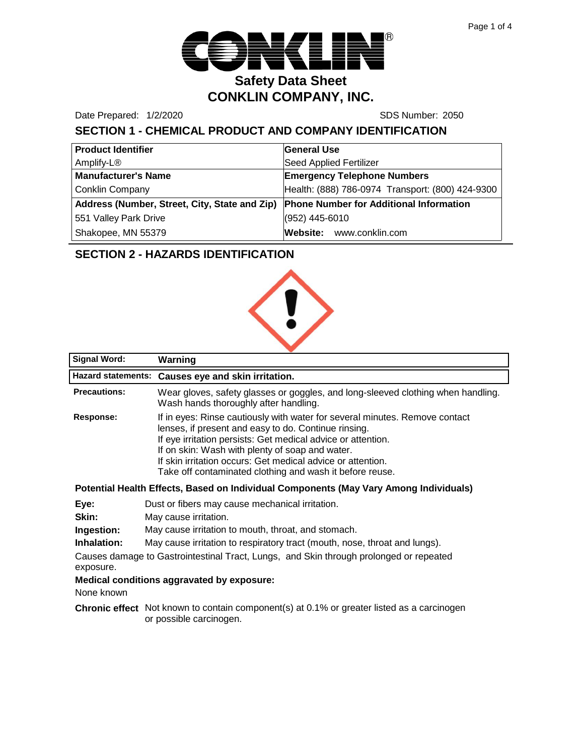# Safety Data Sheet
## CONKLIN COMPANY, INC.

Date Prepared: 1/2/2020 SDS Number: 2050

## SECTION 1 - CHEMICAL PRODUCT AND COMPANY IDENTIFICATION

| **Product Identifier** | **General Use** |
|---|---|
| Amplify-L® | Seed Applied Fertilizer |
| **Manufacturer's Name** | **Emergency Telephone Numbers** |
| Conklin Company | Health: (888) 786-0974 Transport: (800) 424-9300 |
| **Address (Number, Street, City, State and Zip)** | **Phone Number for Additional Information** |
| 551 Valley Park Drive | (952) 445-6010 |
| Shakopee, MN 55379 | **Website:** www.conklin.com |

## SECTION 2 - HAZARDS IDENTIFICATION

| **Signal Word:** | **Warning** |
|---|---|
| **Hazard statements:** | **Causes eye and skin irritation.** |
| **Precautions:** | Wear gloves, safety glasses or goggles, and long-sleeved clothing when handling. Wash hands thoroughly after handling. |
| **Response:** | If in eyes: Rinse cautiously with water for several minutes. Remove contact lenses, if present and easy to do. Continue rinsing.<br>If eye irritation persists: Get medical advice or attention.<br>If on skin: Wash with plenty of soap and water.<br>If skin irritation occurs: Get medical advice or attention.<br>Take off contaminated clothing and wash it before reuse. |

### Potential Health Effects, Based on Individual Components (May Vary Among Individuals)

**Eye:** Dust or fibers may cause mechanical irritation.

**Skin:** May cause irritation.

**Ingestion:** May cause irritation to mouth, throat, and stomach.

**Inhalation:** May cause irritation to respiratory tract (mouth, nose, throat and lungs).

Causes damage to Gastrointestinal Tract, Lungs, and Skin through prolonged or repeated exposure.

**Medical conditions aggravated by exposure:**

None known

**Chronic effect** Not known to contain component(s) at 0.1% or greater listed as a carcinogen or possible carcinogen.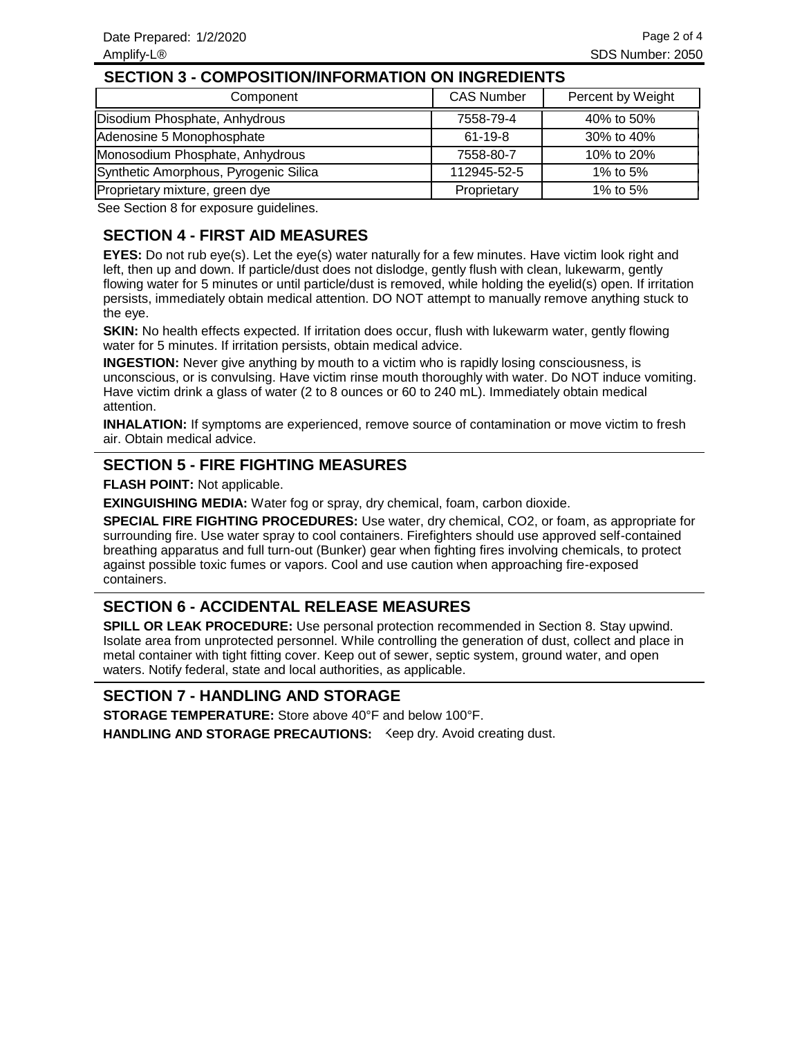## SECTION 3 - COMPOSITION/INFORMATION ON INGREDIENTS

| Component | CAS Number | Percent by Weight |
|---|---|---|
| Disodium Phosphate, Anhydrous | 7558-79-4 | 40% to 50% |
| Adenosine 5 Monophosphate | 61-19-8 | 30% to 40% |
| Monosodium Phosphate, Anhydrous | 7558-80-7 | 10% to 20% |
| Synthetic Amorphous, Pyrogenic Silica | 112945-52-5 | 1% to 5% |
| Proprietary mixture, green dye | Proprietary | 1% to 5% |

See Section 8 for exposure guidelines.

## SECTION 4 - FIRST AID MEASURES

**EYES:** Do not rub eye(s). Let the eye(s) water naturally for a few minutes. Have victim look right and left, then up and down. If particle/dust does not dislodge, gently flush with clean, lukewarm, gently flowing water for 5 minutes or until particle/dust is removed, while holding the eyelid(s) open. If irritation persists, immediately obtain medical attention. DO NOT attempt to manually remove anything stuck to the eye.

**SKIN:** No health effects expected. If irritation does occur, flush with lukewarm water, gently flowing water for 5 minutes. If irritation persists, obtain medical advice.

**INGESTION:** Never give anything by mouth to a victim who is rapidly losing consciousness, is unconscious, or is convulsing. Have victim rinse mouth thoroughly with water. Do NOT induce vomiting. Have victim drink a glass of water (2 to 8 ounces or 60 to 240 mL). Immediately obtain medical attention.

**INHALATION:** If symptoms are experienced, remove source of contamination or move victim to fresh air. Obtain medical advice.

## SECTION 5 - FIRE FIGHTING MEASURES

**FLASH POINT:** Not applicable.

**EXINGUISHING MEDIA:** Water fog or spray, dry chemical, foam, carbon dioxide.

**SPECIAL FIRE FIGHTING PROCEDURES:** Use water, dry chemical, CO2, or foam, as appropriate for surrounding fire. Use water spray to cool containers. Firefighters should use approved self-contained breathing apparatus and full turn-out (Bunker) gear when fighting fires involving chemicals, to protect against possible toxic fumes or vapors. Cool and use caution when approaching fire-exposed containers.

## SECTION 6 - ACCIDENTAL RELEASE MEASURES

**SPILL OR LEAK PROCEDURE:** Use personal protection recommended in Section 8. Stay upwind. Isolate area from unprotected personnel. While controlling the generation of dust, collect and place in metal container with tight fitting cover. Keep out of sewer, septic system, ground water, and open waters. Notify federal, state and local authorities, as applicable.

## SECTION 7 - HANDLING AND STORAGE

**STORAGE TEMPERATURE:** Store above 40°F and below 100°F.

**HANDLING AND STORAGE PRECAUTIONS:** Keep dry. Avoid creating dust.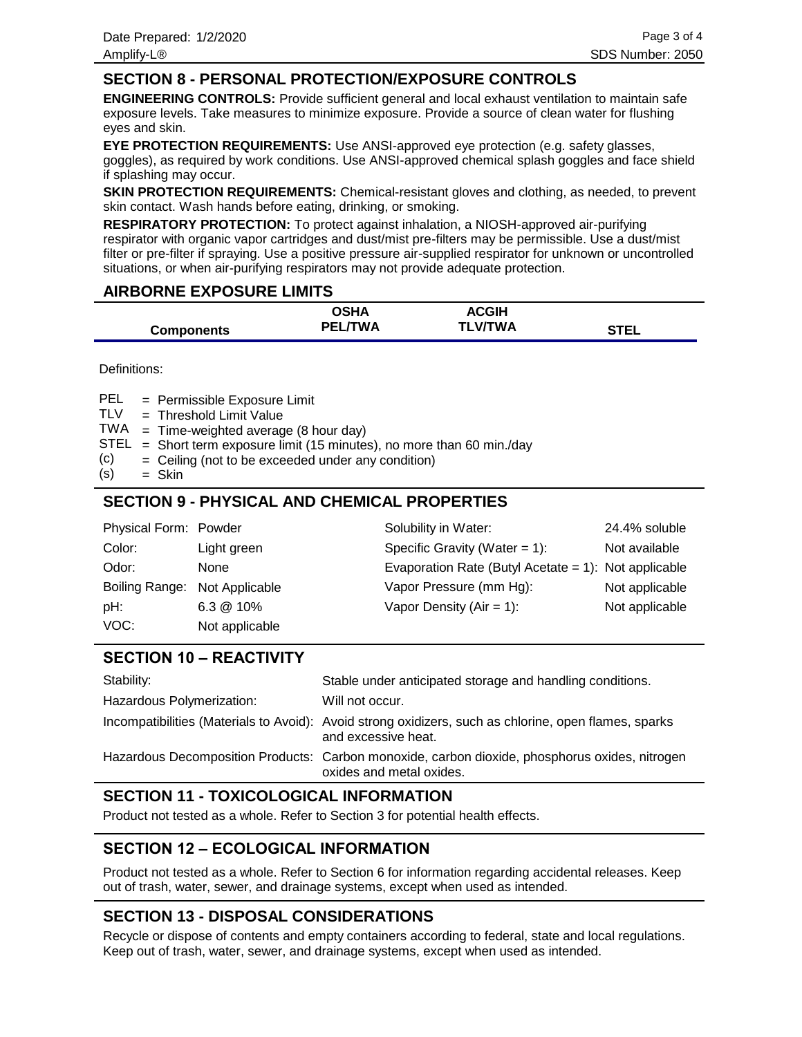## SECTION 8 - PERSONAL PROTECTION/EXPOSURE CONTROLS

**ENGINEERING CONTROLS:** Provide sufficient general and local exhaust ventilation to maintain safe exposure levels. Take measures to minimize exposure. Provide a source of clean water for flushing eyes and skin.

**EYE PROTECTION REQUIREMENTS:** Use ANSI-approved eye protection (e.g. safety glasses, goggles), as required by work conditions. Use ANSI-approved chemical splash goggles and face shield if splashing may occur.

**SKIN PROTECTION REQUIREMENTS:** Chemical-resistant gloves and clothing, as needed, to prevent skin contact. Wash hands before eating, drinking, or smoking.

**RESPIRATORY PROTECTION:** To protect against inhalation, a NIOSH-approved air-purifying respirator with organic vapor cartridges and dust/mist pre-filters may be permissible. Use a dust/mist filter or pre-filter if spraying. Use a positive pressure air-supplied respirator for unknown or uncontrolled situations, or when air-purifying respirators may not provide adequate protection.

## AIRBORNE EXPOSURE LIMITS

| Components | OSHA PEL/TWA | ACGIH TLV/TWA | STEL |
|---|---|---|---|

Definitions:

- PEL = Permissible Exposure Limit
- TLV = Threshold Limit Value
- TWA = Time-weighted average (8 hour day)
- STEL = Short term exposure limit (15 minutes), no more than 60 min./day
- (c) = Ceiling (not to be exceeded under any condition)
- (s) = Skin

## SECTION 9 - PHYSICAL AND CHEMICAL PROPERTIES

| | | | |
|---|---|---|---|
| Physical Form: | Powder | Solubility in Water: | 24.4% soluble |
| Color: | Light green | Specific Gravity (Water = 1): | Not available |
| Odor: | None | Evaporation Rate (Butyl Acetate = 1): | Not applicable |
| Boiling Range: | Not Applicable | Vapor Pressure (mm Hg): | Not applicable |
| pH: | 6.3 @ 10% | Vapor Density (Air = 1): | Not applicable |
| VOC: | Not applicable | | |

## SECTION 10 – REACTIVITY

| | |
|---|---|
| Stability: | Stable under anticipated storage and handling conditions. |
| Hazardous Polymerization: | Will not occur. |
| Incompatibilities (Materials to Avoid): | Avoid strong oxidizers, such as chlorine, open flames, sparks and excessive heat. |
| Hazardous Decomposition Products: | Carbon monoxide, carbon dioxide, phosphorus oxides, nitrogen oxides and metal oxides. |

## SECTION 11 - TOXICOLOGICAL INFORMATION

Product not tested as a whole. Refer to Section 3 for potential health effects.

## SECTION 12 – ECOLOGICAL INFORMATION

Product not tested as a whole. Refer to Section 6 for information regarding accidental releases. Keep out of trash, water, sewer, and drainage systems, except when used as intended.

## SECTION 13 - DISPOSAL CONSIDERATIONS

Recycle or dispose of contents and empty containers according to federal, state and local regulations. Keep out of trash, water, sewer, and drainage systems, except when used as intended.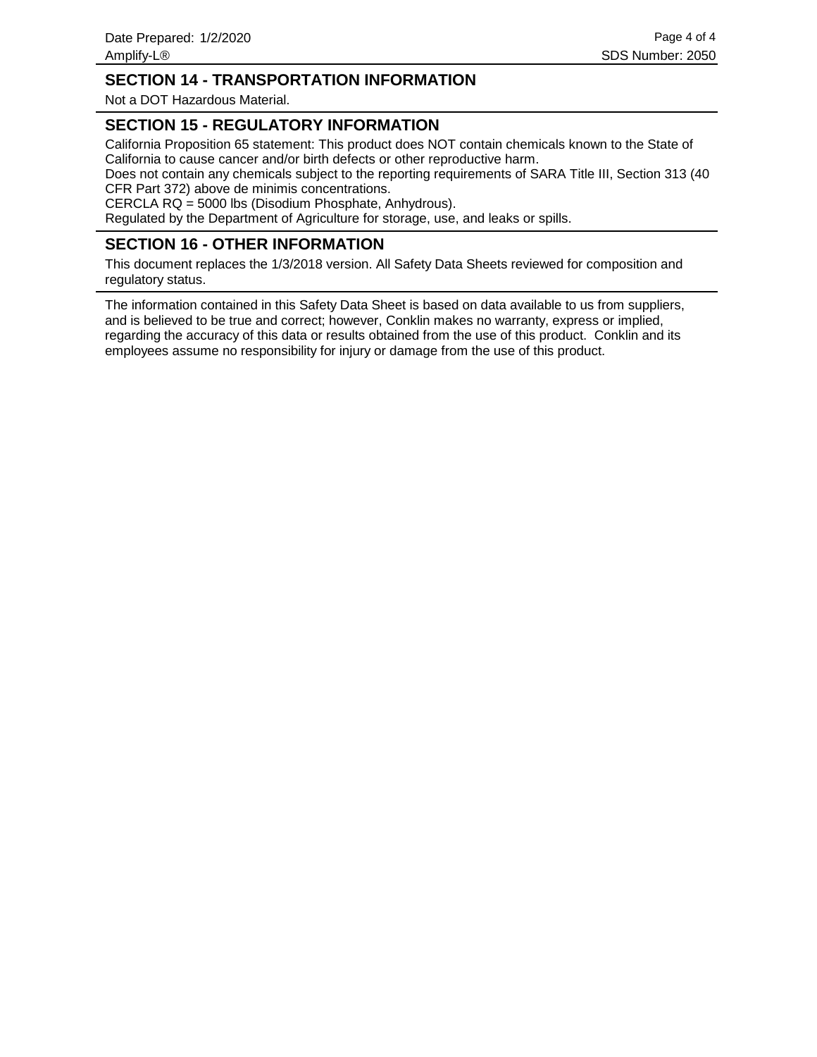## SECTION 14 - TRANSPORTATION INFORMATION

Not a DOT Hazardous Material.

## SECTION 15 - REGULATORY INFORMATION

California Proposition 65 statement: This product does NOT contain chemicals known to the State of California to cause cancer and/or birth defects or other reproductive harm.
Does not contain any chemicals subject to the reporting requirements of SARA Title III, Section 313 (40 CFR Part 372) above de minimis concentrations.
CERCLA RQ = 5000 lbs (Disodium Phosphate, Anhydrous).
Regulated by the Department of Agriculture for storage, use, and leaks or spills.

## SECTION 16 - OTHER INFORMATION

This document replaces the 1/3/2018 version. All Safety Data Sheets reviewed for composition and regulatory status.

The information contained in this Safety Data Sheet is based on data available to us from suppliers, and is believed to be true and correct; however, Conklin makes no warranty, express or implied, regarding the accuracy of this data or results obtained from the use of this product. Conklin and its employees assume no responsibility for injury or damage from the use of this product.